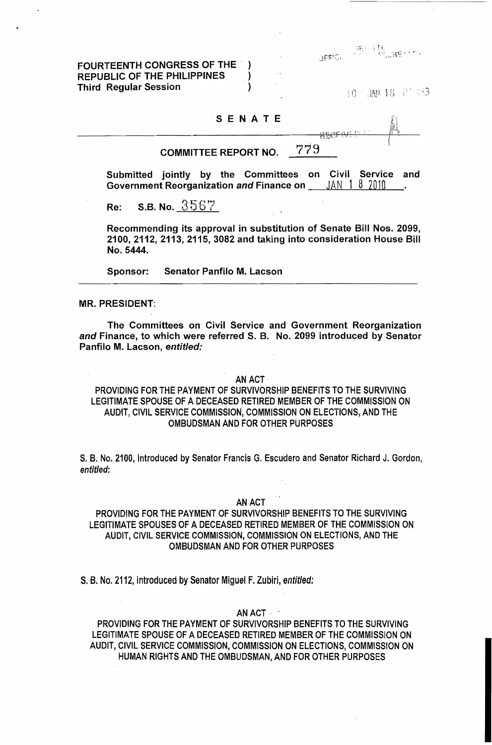FOURTEENTH CONGRESS OF THE )
REPUBLIC OF THE PHILIPPINES )
Third Regular Session )

# SENATE

## COMMITTEE REPORT NO. 779

Submitted jointly by the Committees on Civil Service and Government Reorganization *and* Finance on JAN 18 2010.

Re: S.B. No. 3567

Recommending its approval in substitution of Senate Bill Nos. 2099, 2100, 2112, 2113, 2115, 3082 and taking into consideration House Bill No. 5444.

Sponsor: Senator Panfilo M. Lacson

MR. PRESIDENT:

The Committees on Civil Service and Government Reorganization *and* Finance, to which were referred S. B. No. 2099 introduced by Senator Panfilo M. Lacson, *entitled:*

AN ACT
PROVIDING FOR THE PAYMENT OF SURVIVORSHIP BENEFITS TO THE SURVIVING LEGITIMATE SPOUSE OF A DECEASED RETIRED MEMBER OF THE COMMISSION ON AUDIT, CIVIL SERVICE COMMISSION, COMMISSION ON ELECTIONS, AND THE OMBUDSMAN AND FOR OTHER PURPOSES

S. B. No. 2100, introduced by Senator Francis G. Escudero and Senator Richard J. Gordon, *entitled*:

AN ACT
PROVIDING FOR THE PAYMENT OF SURVIVORSHIP BENEFITS TO THE SURVIVING LEGITIMATE SPOUSES OF A DECEASED RETIRED MEMBER OF THE COMMISSION ON AUDIT, CIVIL SERVICE COMMISSION, COMMISSION ON ELECTIONS, AND THE OMBUDSMAN AND FOR OTHER PURPOSES

S. B. No. 2112, introduced by Senator Miguel F. Zubiri, *entitled:*

AN ACT
PROVIDING FOR THE PAYMENT OF SURVIVORSHIP BENEFITS TO THE SURVIVING LEGITIMATE SPOUSE OF A DECEASED RETIRED MEMBER OF THE COMMISSION ON AUDIT, CIVIL SERVICE COMMISSION, COMMISSION ON ELECTIONS, COMMISSION ON HUMAN RIGHTS AND THE OMBUDSMAN, AND FOR OTHER PURPOSES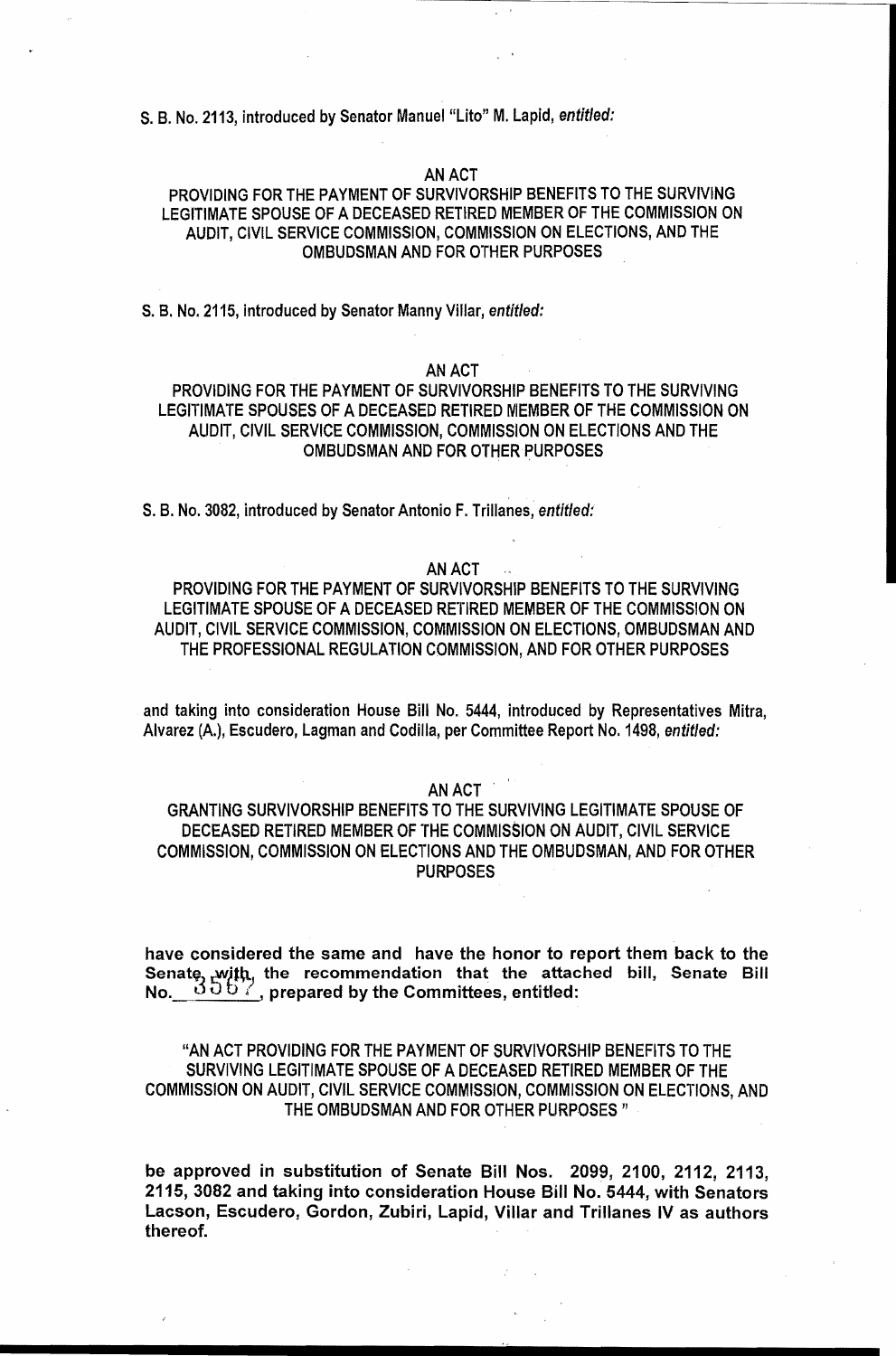S. B. No. 2113, introduced by Senator Manuel "Lito" M. Lapid, *entitled:*

AN ACT

PROVIDING FOR THE PAYMENT OF SURVIVORSHIP BENEFITS TO THE SURVIVING LEGITIMATE SPOUSE OF A DECEASED RETIRED MEMBER OF THE COMMISSION ON AUDIT, CIVIL SERVICE COMMISSION, COMMISSION ON ELECTIONS, AND THE OMBUDSMAN AND FOR OTHER PURPOSES

S. B. No. 2115, introduced by Senator Manny Villar, *entitled:*

AN ACT

PROVIDING FOR THE PAYMENT OF SURVIVORSHIP BENEFITS TO THE SURVIVING LEGITIMATE SPOUSES OF A DECEASED RETIRED MEMBER OF THE COMMISSION ON AUDIT, CIVIL SERVICE COMMISSION, COMMISSION ON ELECTIONS AND THE OMBUDSMAN AND FOR OTHER PURPOSES

S. B. No. 3082, introduced by Senator Antonio F. Trillanes, *entitled:*

AN ACT

PROVIDING FOR THE PAYMENT OF SURVIVORSHIP BENEFITS TO THE SURVIVING LEGITIMATE SPOUSE OF A DECEASED RETIRED MEMBER OF THE COMMISSION ON AUDIT, CIVIL SERVICE COMMISSION, COMMISSION ON ELECTIONS, OMBUDSMAN AND THE PROFESSIONAL REGULATION COMMISSION, AND FOR OTHER PURPOSES

and taking into consideration House Bill No. 5444, introduced by Representatives Mitra, Alvarez (A.), Escudero, Lagman and Codilla, per Committee Report No. 1498, *entitled:*

AN ACT

GRANTING SURVIVORSHIP BENEFITS TO THE SURVIVING LEGITIMATE SPOUSE OF DECEASED RETIRED MEMBER OF THE COMMISSION ON AUDIT, CIVIL SERVICE COMMISSION, COMMISSION ON ELECTIONS AND THE OMBUDSMAN, AND FOR OTHER PURPOSES

**have considered the same and have the honor to report them back to the Senate with the recommendation that the attached bill, Senate Bill No.\_\_3567\_\_, prepared by the Committees, entitled:**

"AN ACT PROVIDING FOR THE PAYMENT OF SURVIVORSHIP BENEFITS TO THE SURVIVING LEGITIMATE SPOUSE OF A DECEASED RETIRED MEMBER OF THE COMMISSION ON AUDIT, CIVIL SERVICE COMMISSION, COMMISSION ON ELECTIONS, AND THE OMBUDSMAN AND FOR OTHER PURPOSES "

**be approved in substitution of Senate Bill Nos. 2099, 2100, 2112, 2113, 2115, 3082 and taking into consideration House Bill No. 5444, with Senators Lacson, Escudero, Gordon, Zubiri, Lapid, Villar and Trillanes IV as authors thereof.**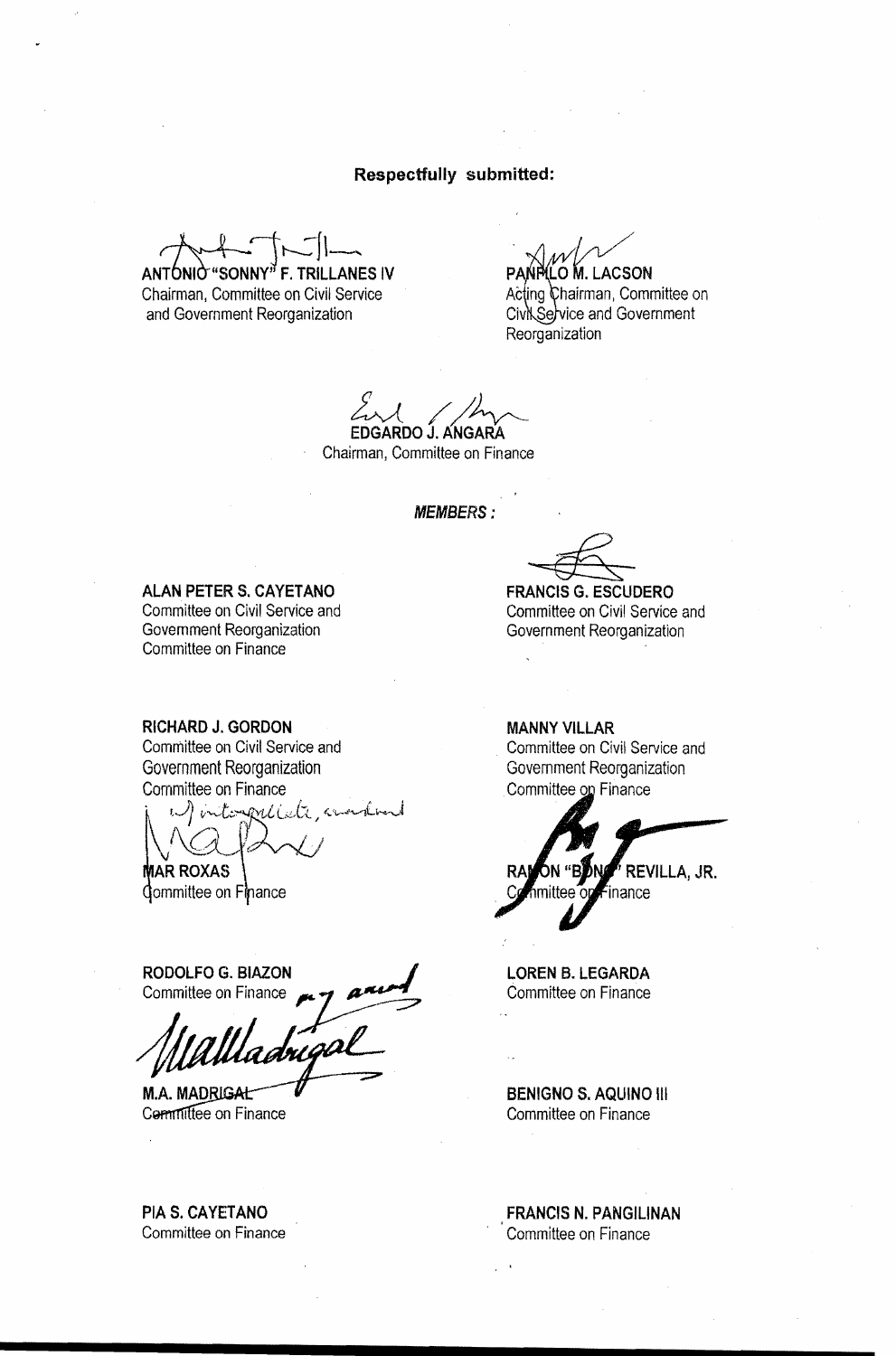**Respectfully submitted:**

**ANTONIO "SONNY" F. TRILLANES IV**
Chairman, Committee on Civil Service and Government Reorganization

**PANFILO M. LACSON**
Acting Chairman, Committee on Civil Service and Government Reorganization

**EDGARDO J. ANGARA**
Chairman, Committee on Finance

***MEMBERS :***

**ALAN PETER S. CAYETANO**
Committee on Civil Service and Government Reorganization
Committee on Finance

**FRANCIS G. ESCUDERO**
Committee on Civil Service and Government Reorganization

**RICHARD J. GORDON**
Committee on Civil Service and Government Reorganization
Committee on Finance

**MANNY VILLAR**
Committee on Civil Service and Government Reorganization
Committee on Finance

w/ interpellate, amend

**MAR ROXAS**
Committee on Finance

**RAMON "BONG" REVILLA, JR.**
Committee on Finance

**RODOLFO G. BIAZON**
Committee on Finance

**LOREN B. LEGARDA**
Committee on Finance

my amend

**M.A. MADRIGAL**
Committee on Finance

**BENIGNO S. AQUINO III**
Committee on Finance

**PIA S. CAYETANO**
Committee on Finance

**FRANCIS N. PANGILINAN**
Committee on Finance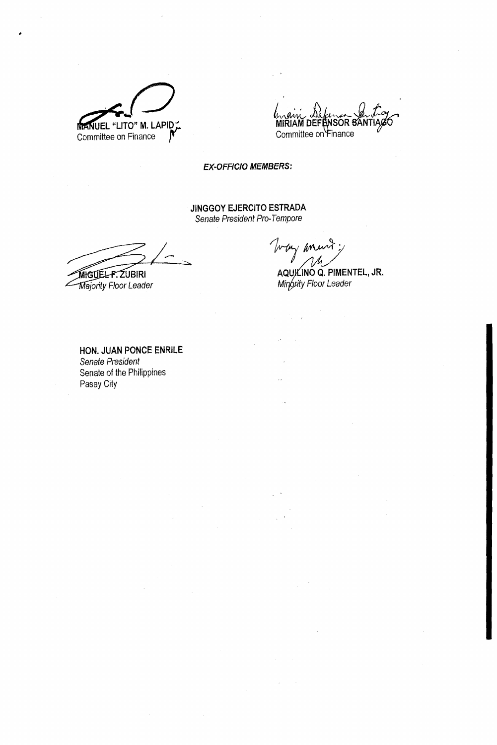MANUEL "LITO" M. LAPID
Committee on Finance

MIRIAM DEFENSOR SANTIAGO
Committee on Finance

***EX-OFFICIO MEMBERS:***

**JINGGOY EJERCITO ESTRADA**
*Senate President Pro-Tempore*

**MIGUEL F. ZUBIRI**
*Majority Floor Leader*

**AQUILINO Q. PIMENTEL, JR.**
*Minority Floor Leader*

**HON. JUAN PONCE ENRILE**
*Senate President*
Senate of the Philippines
Pasay City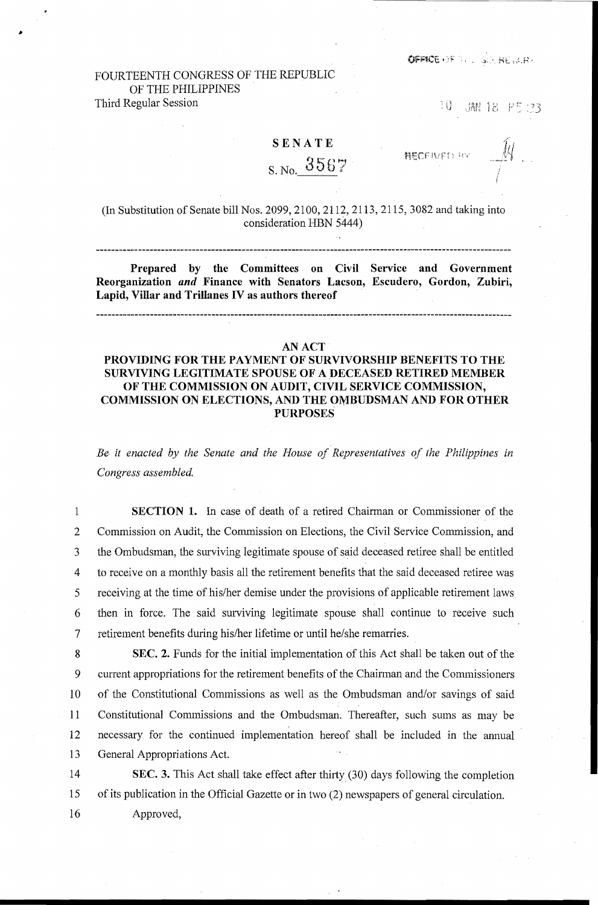FOURTEENTH CONGRESS OF THE REPUBLIC
OF THE PHILIPPINES
Third Regular Session

OFFICE OF THE SECRETARY

10 JAN 18 P5:33

RECEIVED BY

# SENATE

S. No. 3567

(In Substitution of Senate bill Nos. 2099, 2100, 2112, 2113, 2115, 3082 and taking into consideration HBN 5444)

---

**Prepared by the Committees on Civil Service and Government Reorganization *and* Finance with Senators Lacson, Escudero, Gordon, Zubiri, Lapid, Villar and Trillanes IV as authors thereof**

---

## AN ACT
## PROVIDING FOR THE PAYMENT OF SURVIVORSHIP BENEFITS TO THE SURVIVING LEGITIMATE SPOUSE OF A DECEASED RETIRED MEMBER OF THE COMMISSION ON AUDIT, CIVIL SERVICE COMMISSION, COMMISSION ON ELECTIONS, AND THE OMBUDSMAN AND FOR OTHER PURPOSES

*Be it enacted by the Senate and the House of Representatives of the Philippines in Congress assembled.*

1 **SECTION 1.** In case of death of a retired Chairman or Commissioner of the
2 Commission on Audit, the Commission on Elections, the Civil Service Commission, and
3 the Ombudsman, the surviving legitimate spouse of said deceased retiree shall be entitled
4 to receive on a monthly basis all the retirement benefits that the said deceased retiree was
5 receiving at the time of his/her demise under the provisions of applicable retirement laws
6 then in force. The said surviving legitimate spouse shall continue to receive such
7 retirement benefits during his/her lifetime or until he/she remarries.

8 **SEC. 2.** Funds for the initial implementation of this Act shall be taken out of the
9 current appropriations for the retirement benefits of the Chairman and the Commissioners
10 of the Constitutional Commissions as well as the Ombudsman and/or savings of said
11 Constitutional Commissions and the Ombudsman. Thereafter, such sums as may be
12 necessary for the continued implementation hereof shall be included in the annual
13 General Appropriations Act.

14 **SEC. 3.** This Act shall take effect after thirty (30) days following the completion
15 of its publication in the Official Gazette or in two (2) newspapers of general circulation.

16 Approved,